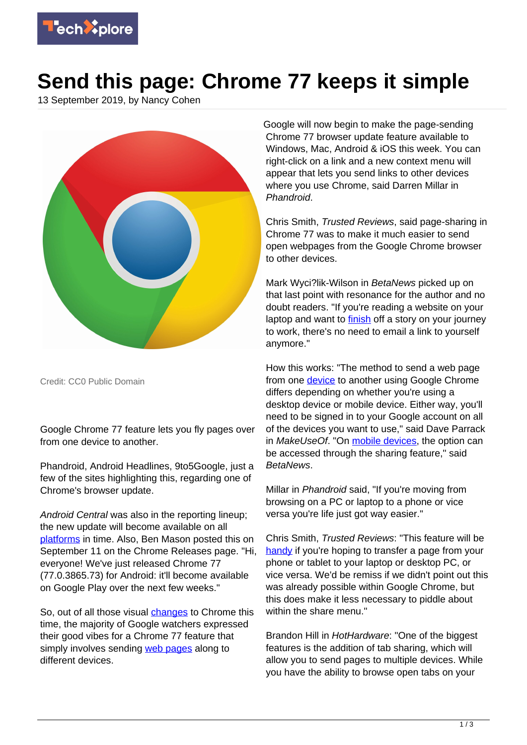# Send this page: Chrome 77 keeps it simple

13 September 2019, by Nancy Cohen

Credit: CC0 Public Domain

Google Chrome 77 feature lets you fly pages over from one device to another.

Phandroid, Android Headlines, 9to5Google, just a few of the sites highlighting this, regarding one of Chrome's browser update.

*Android Central* was also in the reporting lineup; the new update will become available on all platforms in time. Also, Ben Mason posted this on September 11 on the Chrome Releases page. "Hi, everyone! We've just released Chrome 77 (77.0.3865.73) for Android: it'll become available on Google Play over the next few weeks."

So, out of all those visual changes to Chrome this time, the majority of Google watchers expressed their good vibes for a Chrome 77 feature that simply involves sending web pages along to different devices.

Google will now begin to make the page-sending Chrome 77 browser update feature available to Windows, Mac, Android & iOS this week. You can right-click on a link and a new context menu will appear that lets you send links to other devices where you use Chrome, said Darren Millar in *Phandroid*.

Chris Smith, *Trusted Reviews*, said page-sharing in Chrome 77 was to make it much easier to send open webpages from the Google Chrome browser to other devices.

Mark Wyci?lik-Wilson in *BetaNews* picked up on that last point with resonance for the author and no doubt readers. "If you're reading a website on your laptop and want to finish off a story on your journey to work, there's no need to email a link to yourself anymore."

How this works: "The method to send a web page from one device to another using Google Chrome differs depending on whether you're using a desktop device or mobile device. Either way, you'll need to be signed in to your Google account on all of the devices you want to use," said Dave Parrack in *MakeUseOf*. "On mobile devices, the option can be accessed through the sharing feature," said *BetaNews*.

Millar in *Phandroid* said, "If you're moving from browsing on a PC or laptop to a phone or vice versa you're life just got way easier."

Chris Smith, *Trusted Reviews*: "This feature will be handy if you're hoping to transfer a page from your phone or tablet to your laptop or desktop PC, or vice versa. We'd be remiss if we didn't point out this was already possible within Google Chrome, but this does make it less necessary to piddle about within the share menu."

Brandon Hill in *HotHardware*: "One of the biggest features is the addition of tab sharing, which will allow you to send pages to multiple devices. While you have the ability to browse open tabs on your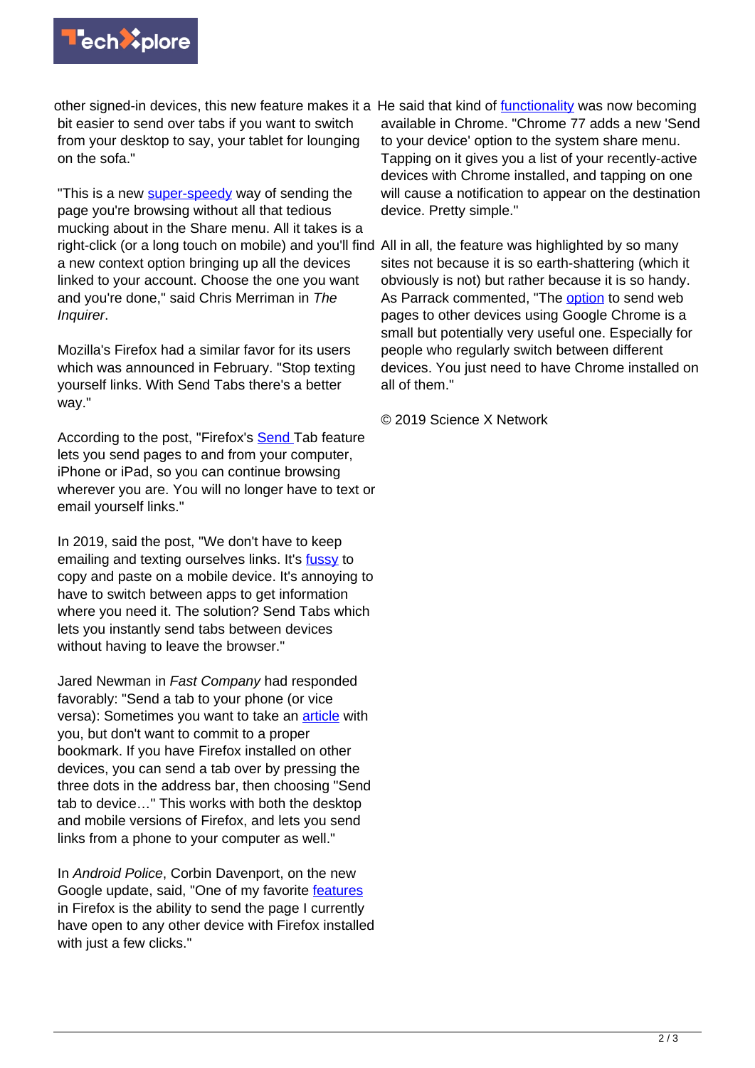other signed-in devices, this new feature makes it a bit easier to send over tabs if you want to switch from your desktop to say, your tablet for lounging on the sofa."

"This is a new super-speedy way of sending the page you're browsing without all that tedious mucking about in the Share menu. All it takes is a right-click (or a long touch on mobile) and you'll find a new context option bringing up all the devices linked to your account. Choose the one you want and you're done," said Chris Merriman in *The Inquirer*.

Mozilla's Firefox had a similar favor for its users which was announced in February. "Stop texting yourself links. With Send Tabs there's a better way."

According to the post, "Firefox's Send Tab feature lets you send pages to and from your computer, iPhone or iPad, so you can continue browsing wherever you are. You will no longer have to text or email yourself links."

In 2019, said the post, "We don't have to keep emailing and texting ourselves links. It's fussy to copy and paste on a mobile device. It's annoying to have to switch between apps to get information where you need it. The solution? Send Tabs which lets you instantly send tabs between devices without having to leave the browser."

Jared Newman in *Fast Company* had responded favorably: "Send a tab to your phone (or vice versa): Sometimes you want to take an article with you, but don't want to commit to a proper bookmark. If you have Firefox installed on other devices, you can send a tab over by pressing the three dots in the address bar, then choosing "Send tab to device…" This works with both the desktop and mobile versions of Firefox, and lets you send links from a phone to your computer as well."

In *Android Police*, Corbin Davenport, on the new Google update, said, "One of my favorite features in Firefox is the ability to send the page I currently have open to any other device with Firefox installed with just a few clicks."

He said that kind of functionality was now becoming available in Chrome. "Chrome 77 adds a new 'Send to your device' option to the system share menu. Tapping on it gives you a list of your recently-active devices with Chrome installed, and tapping on one will cause a notification to appear on the destination device. Pretty simple."

All in all, the feature was highlighted by so many sites not because it is so earth-shattering (which it obviously is not) but rather because it is so handy. As Parrack commented, "The option to send web pages to other devices using Google Chrome is a small but potentially very useful one. Especially for people who regularly switch between different devices. You just need to have Chrome installed on all of them."

© 2019 Science X Network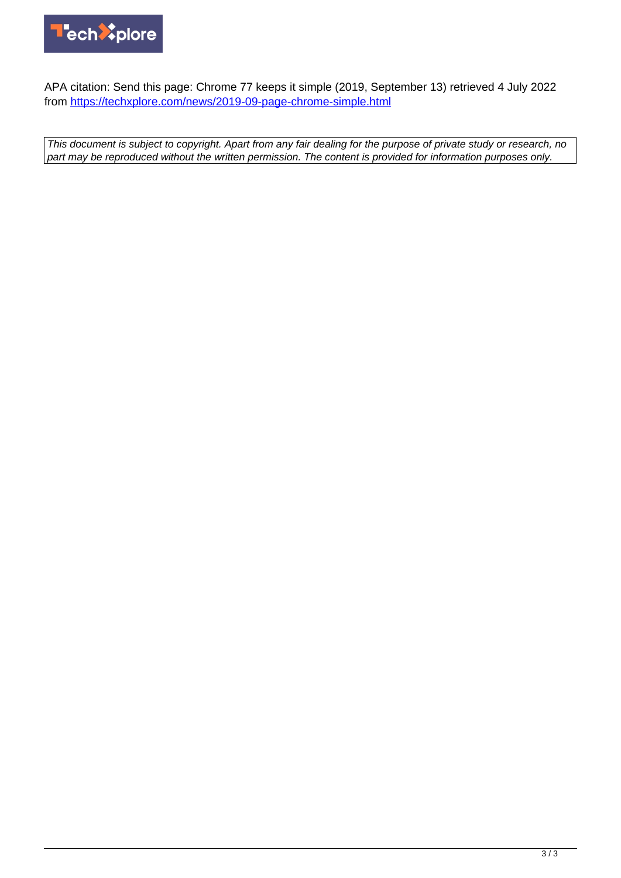APA citation: Send this page: Chrome 77 keeps it simple (2019, September 13) retrieved 4 July 2022 from https://techxplore.com/news/2019-09-page-chrome-simple.html

*This document is subject to copyright. Apart from any fair dealing for the purpose of private study or research, no part may be reproduced without the written permission. The content is provided for information purposes only.*